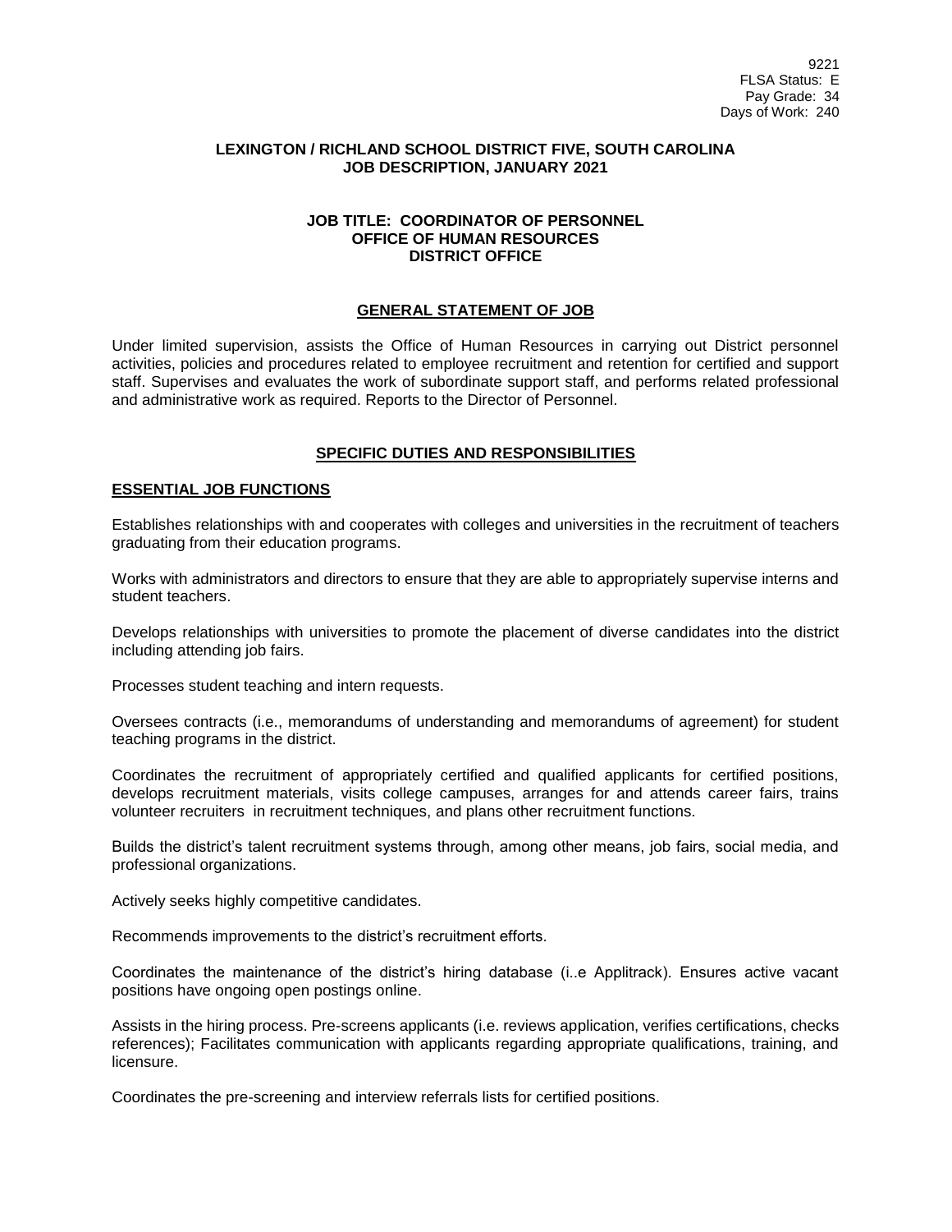9221
FLSA Status: E
Pay Grade: 34
Days of Work: 240

**LEXINGTON / RICHLAND SCHOOL DISTRICT FIVE, SOUTH CAROLINA**
**JOB DESCRIPTION, JANUARY 2021**

**JOB TITLE: COORDINATOR OF PERSONNEL**
**OFFICE OF HUMAN RESOURCES**
**DISTRICT OFFICE**

## GENERAL STATEMENT OF JOB

Under limited supervision, assists the Office of Human Resources in carrying out District personnel activities, policies and procedures related to employee recruitment and retention for certified and support staff. Supervises and evaluates the work of subordinate support staff, and performs related professional and administrative work as required. Reports to the Director of Personnel.

## SPECIFIC DUTIES AND RESPONSIBILITIES

### ESSENTIAL JOB FUNCTIONS

Establishes relationships with and cooperates with colleges and universities in the recruitment of teachers graduating from their education programs.

Works with administrators and directors to ensure that they are able to appropriately supervise interns and student teachers.

Develops relationships with universities to promote the placement of diverse candidates into the district including attending job fairs.

Processes student teaching and intern requests.

Oversees contracts (i.e., memorandums of understanding and memorandums of agreement) for student teaching programs in the district.

Coordinates the recruitment of appropriately certified and qualified applicants for certified positions, develops recruitment materials, visits college campuses, arranges for and attends career fairs, trains volunteer recruiters in recruitment techniques, and plans other recruitment functions.

Builds the district's talent recruitment systems through, among other means, job fairs, social media, and professional organizations.

Actively seeks highly competitive candidates.

Recommends improvements to the district's recruitment efforts.

Coordinates the maintenance of the district's hiring database (i..e Applitrack). Ensures active vacant positions have ongoing open postings online.

Assists in the hiring process. Pre-screens applicants (i.e. reviews application, verifies certifications, checks references); Facilitates communication with applicants regarding appropriate qualifications, training, and licensure.

Coordinates the pre-screening and interview referrals lists for certified positions.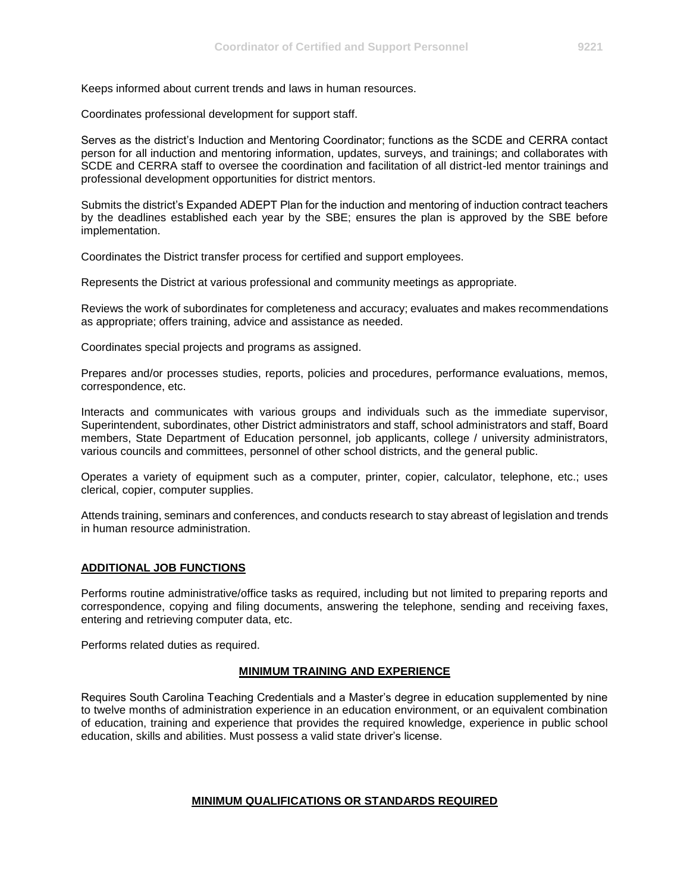Keeps informed about current trends and laws in human resources.

Coordinates professional development for support staff.

Serves as the district's Induction and Mentoring Coordinator; functions as the SCDE and CERRA contact person for all induction and mentoring information, updates, surveys, and trainings; and collaborates with SCDE and CERRA staff to oversee the coordination and facilitation of all district-led mentor trainings and professional development opportunities for district mentors.

Submits the district's Expanded ADEPT Plan for the induction and mentoring of induction contract teachers by the deadlines established each year by the SBE; ensures the plan is approved by the SBE before implementation.

Coordinates the District transfer process for certified and support employees.

Represents the District at various professional and community meetings as appropriate.

Reviews the work of subordinates for completeness and accuracy; evaluates and makes recommendations as appropriate; offers training, advice and assistance as needed.

Coordinates special projects and programs as assigned.

Prepares and/or processes studies, reports, policies and procedures, performance evaluations, memos, correspondence, etc.

Interacts and communicates with various groups and individuals such as the immediate supervisor, Superintendent, subordinates, other District administrators and staff, school administrators and staff, Board members, State Department of Education personnel, job applicants, college / university administrators, various councils and committees, personnel of other school districts, and the general public.

Operates a variety of equipment such as a computer, printer, copier, calculator, telephone, etc.; uses clerical, copier, computer supplies.

Attends training, seminars and conferences, and conducts research to stay abreast of legislation and trends in human resource administration.

## ADDITIONAL JOB FUNCTIONS

Performs routine administrative/office tasks as required, including but not limited to preparing reports and correspondence, copying and filing documents, answering the telephone, sending and receiving faxes, entering and retrieving computer data, etc.

Performs related duties as required.

## MINIMUM TRAINING AND EXPERIENCE

Requires South Carolina Teaching Credentials and a Master's degree in education supplemented by nine to twelve months of administration experience in an education environment, or an equivalent combination of education, training and experience that provides the required knowledge, experience in public school education, skills and abilities. Must possess a valid state driver's license.

## MINIMUM QUALIFICATIONS OR STANDARDS REQUIRED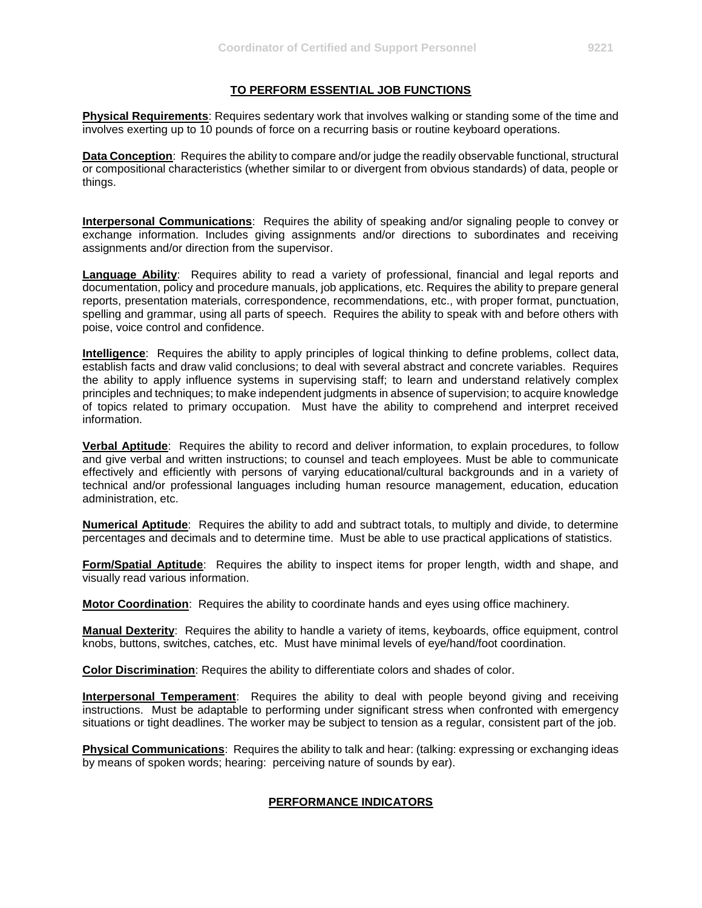## TO PERFORM ESSENTIAL JOB FUNCTIONS

**Physical Requirements**: Requires sedentary work that involves walking or standing some of the time and involves exerting up to 10 pounds of force on a recurring basis or routine keyboard operations.

**Data Conception**: Requires the ability to compare and/or judge the readily observable functional, structural or compositional characteristics (whether similar to or divergent from obvious standards) of data, people or things.

**Interpersonal Communications**: Requires the ability of speaking and/or signaling people to convey or exchange information. Includes giving assignments and/or directions to subordinates and receiving assignments and/or direction from the supervisor.

**Language Ability**: Requires ability to read a variety of professional, financial and legal reports and documentation, policy and procedure manuals, job applications, etc. Requires the ability to prepare general reports, presentation materials, correspondence, recommendations, etc., with proper format, punctuation, spelling and grammar, using all parts of speech. Requires the ability to speak with and before others with poise, voice control and confidence.

**Intelligence**: Requires the ability to apply principles of logical thinking to define problems, collect data, establish facts and draw valid conclusions; to deal with several abstract and concrete variables. Requires the ability to apply influence systems in supervising staff; to learn and understand relatively complex principles and techniques; to make independent judgments in absence of supervision; to acquire knowledge of topics related to primary occupation. Must have the ability to comprehend and interpret received information.

**Verbal Aptitude**: Requires the ability to record and deliver information, to explain procedures, to follow and give verbal and written instructions; to counsel and teach employees. Must be able to communicate effectively and efficiently with persons of varying educational/cultural backgrounds and in a variety of technical and/or professional languages including human resource management, education, education administration, etc.

**Numerical Aptitude**: Requires the ability to add and subtract totals, to multiply and divide, to determine percentages and decimals and to determine time. Must be able to use practical applications of statistics.

**Form/Spatial Aptitude**: Requires the ability to inspect items for proper length, width and shape, and visually read various information.

**Motor Coordination**: Requires the ability to coordinate hands and eyes using office machinery.

**Manual Dexterity**: Requires the ability to handle a variety of items, keyboards, office equipment, control knobs, buttons, switches, catches, etc. Must have minimal levels of eye/hand/foot coordination.

**Color Discrimination**: Requires the ability to differentiate colors and shades of color.

**Interpersonal Temperament**: Requires the ability to deal with people beyond giving and receiving instructions. Must be adaptable to performing under significant stress when confronted with emergency situations or tight deadlines. The worker may be subject to tension as a regular, consistent part of the job.

**Physical Communications**: Requires the ability to talk and hear: (talking: expressing or exchanging ideas by means of spoken words; hearing: perceiving nature of sounds by ear).

## PERFORMANCE INDICATORS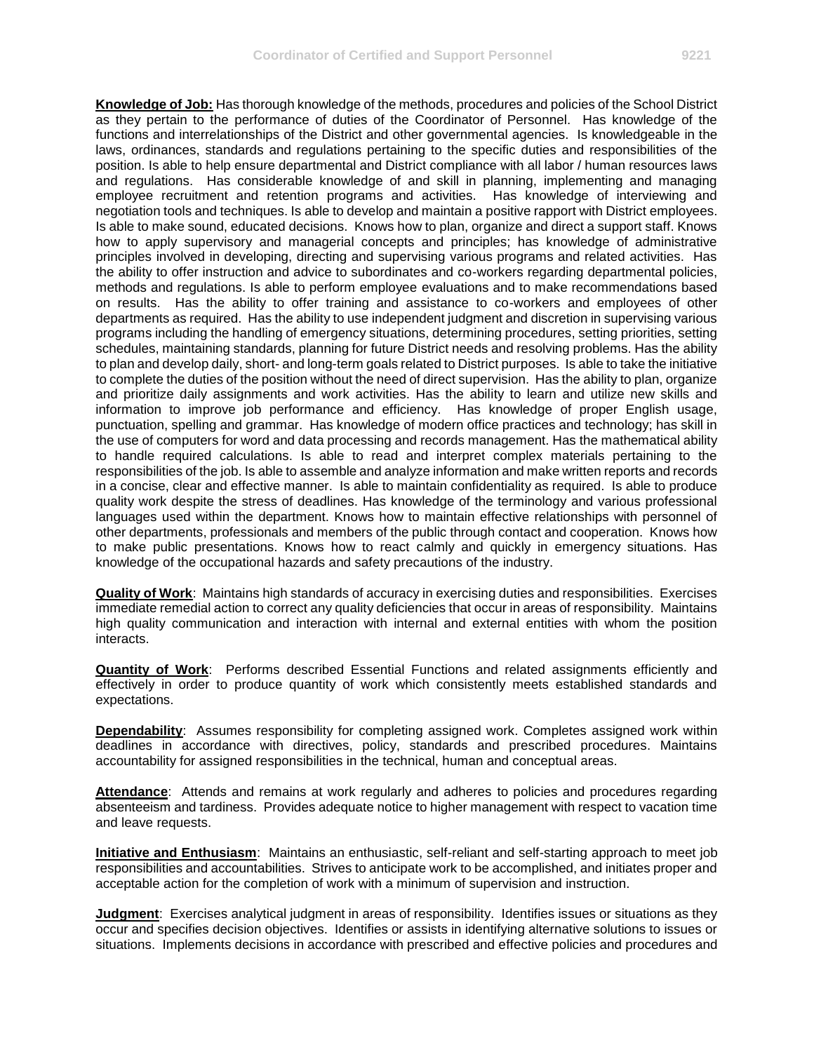**Knowledge of Job:** Has thorough knowledge of the methods, procedures and policies of the School District as they pertain to the performance of duties of the Coordinator of Personnel. Has knowledge of the functions and interrelationships of the District and other governmental agencies. Is knowledgeable in the laws, ordinances, standards and regulations pertaining to the specific duties and responsibilities of the position. Is able to help ensure departmental and District compliance with all labor / human resources laws and regulations. Has considerable knowledge of and skill in planning, implementing and managing employee recruitment and retention programs and activities. Has knowledge of interviewing and negotiation tools and techniques. Is able to develop and maintain a positive rapport with District employees. Is able to make sound, educated decisions. Knows how to plan, organize and direct a support staff. Knows how to apply supervisory and managerial concepts and principles; has knowledge of administrative principles involved in developing, directing and supervising various programs and related activities. Has the ability to offer instruction and advice to subordinates and co-workers regarding departmental policies, methods and regulations. Is able to perform employee evaluations and to make recommendations based on results. Has the ability to offer training and assistance to co-workers and employees of other departments as required. Has the ability to use independent judgment and discretion in supervising various programs including the handling of emergency situations, determining procedures, setting priorities, setting schedules, maintaining standards, planning for future District needs and resolving problems. Has the ability to plan and develop daily, short- and long-term goals related to District purposes. Is able to take the initiative to complete the duties of the position without the need of direct supervision. Has the ability to plan, organize and prioritize daily assignments and work activities. Has the ability to learn and utilize new skills and information to improve job performance and efficiency. Has knowledge of proper English usage, punctuation, spelling and grammar. Has knowledge of modern office practices and technology; has skill in the use of computers for word and data processing and records management. Has the mathematical ability to handle required calculations. Is able to read and interpret complex materials pertaining to the responsibilities of the job. Is able to assemble and analyze information and make written reports and records in a concise, clear and effective manner. Is able to maintain confidentiality as required. Is able to produce quality work despite the stress of deadlines. Has knowledge of the terminology and various professional languages used within the department. Knows how to maintain effective relationships with personnel of other departments, professionals and members of the public through contact and cooperation. Knows how to make public presentations. Knows how to react calmly and quickly in emergency situations. Has knowledge of the occupational hazards and safety precautions of the industry.

**Quality of Work**: Maintains high standards of accuracy in exercising duties and responsibilities. Exercises immediate remedial action to correct any quality deficiencies that occur in areas of responsibility. Maintains high quality communication and interaction with internal and external entities with whom the position interacts.

**Quantity of Work**: Performs described Essential Functions and related assignments efficiently and effectively in order to produce quantity of work which consistently meets established standards and expectations.

**Dependability**: Assumes responsibility for completing assigned work. Completes assigned work within deadlines in accordance with directives, policy, standards and prescribed procedures. Maintains accountability for assigned responsibilities in the technical, human and conceptual areas.

**Attendance**: Attends and remains at work regularly and adheres to policies and procedures regarding absenteeism and tardiness. Provides adequate notice to higher management with respect to vacation time and leave requests.

**Initiative and Enthusiasm**: Maintains an enthusiastic, self-reliant and self-starting approach to meet job responsibilities and accountabilities. Strives to anticipate work to be accomplished, and initiates proper and acceptable action for the completion of work with a minimum of supervision and instruction.

**Judgment**: Exercises analytical judgment in areas of responsibility. Identifies issues or situations as they occur and specifies decision objectives. Identifies or assists in identifying alternative solutions to issues or situations. Implements decisions in accordance with prescribed and effective policies and procedures and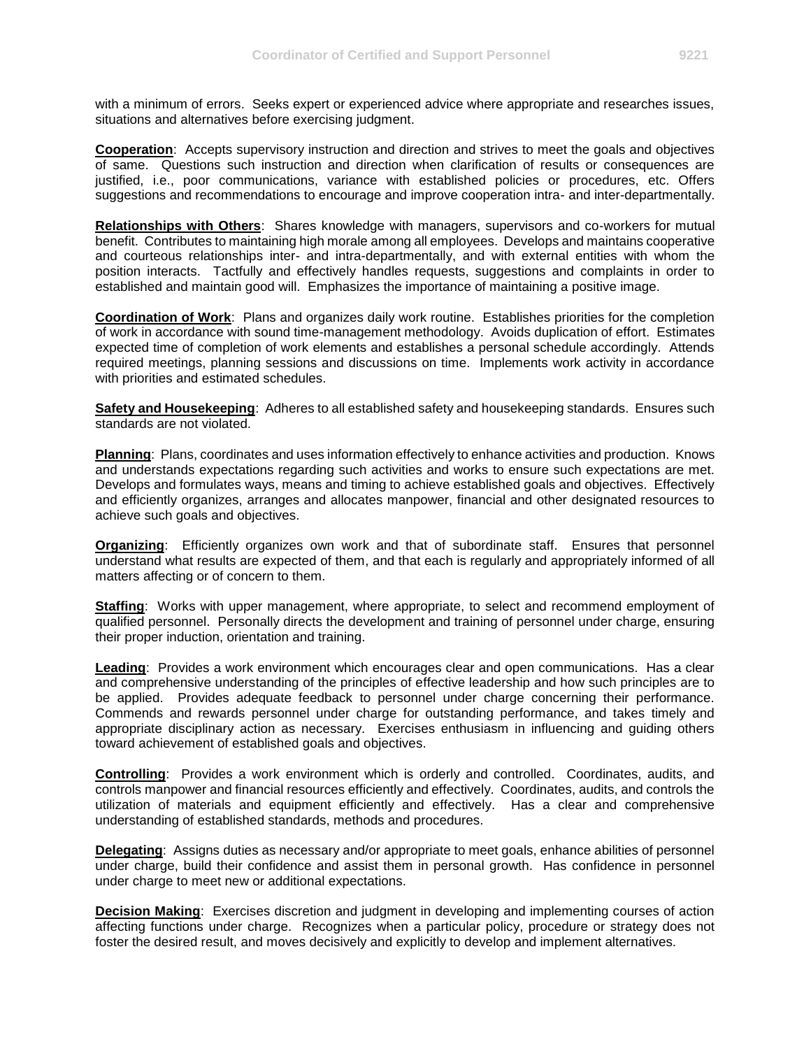with a minimum of errors. Seeks expert or experienced advice where appropriate and researches issues, situations and alternatives before exercising judgment.

**Cooperation**: Accepts supervisory instruction and direction and strives to meet the goals and objectives of same. Questions such instruction and direction when clarification of results or consequences are justified, i.e., poor communications, variance with established policies or procedures, etc. Offers suggestions and recommendations to encourage and improve cooperation intra- and inter-departmentally.

**Relationships with Others**: Shares knowledge with managers, supervisors and co-workers for mutual benefit. Contributes to maintaining high morale among all employees. Develops and maintains cooperative and courteous relationships inter- and intra-departmentally, and with external entities with whom the position interacts. Tactfully and effectively handles requests, suggestions and complaints in order to established and maintain good will. Emphasizes the importance of maintaining a positive image.

**Coordination of Work**: Plans and organizes daily work routine. Establishes priorities for the completion of work in accordance with sound time-management methodology. Avoids duplication of effort. Estimates expected time of completion of work elements and establishes a personal schedule accordingly. Attends required meetings, planning sessions and discussions on time. Implements work activity in accordance with priorities and estimated schedules.

**Safety and Housekeeping**: Adheres to all established safety and housekeeping standards. Ensures such standards are not violated.

**Planning**: Plans, coordinates and uses information effectively to enhance activities and production. Knows and understands expectations regarding such activities and works to ensure such expectations are met. Develops and formulates ways, means and timing to achieve established goals and objectives. Effectively and efficiently organizes, arranges and allocates manpower, financial and other designated resources to achieve such goals and objectives.

**Organizing**: Efficiently organizes own work and that of subordinate staff. Ensures that personnel understand what results are expected of them, and that each is regularly and appropriately informed of all matters affecting or of concern to them.

**Staffing**: Works with upper management, where appropriate, to select and recommend employment of qualified personnel. Personally directs the development and training of personnel under charge, ensuring their proper induction, orientation and training.

**Leading**: Provides a work environment which encourages clear and open communications. Has a clear and comprehensive understanding of the principles of effective leadership and how such principles are to be applied. Provides adequate feedback to personnel under charge concerning their performance. Commends and rewards personnel under charge for outstanding performance, and takes timely and appropriate disciplinary action as necessary. Exercises enthusiasm in influencing and guiding others toward achievement of established goals and objectives.

**Controlling**: Provides a work environment which is orderly and controlled. Coordinates, audits, and controls manpower and financial resources efficiently and effectively. Coordinates, audits, and controls the utilization of materials and equipment efficiently and effectively. Has a clear and comprehensive understanding of established standards, methods and procedures.

**Delegating**: Assigns duties as necessary and/or appropriate to meet goals, enhance abilities of personnel under charge, build their confidence and assist them in personal growth. Has confidence in personnel under charge to meet new or additional expectations.

**Decision Making**: Exercises discretion and judgment in developing and implementing courses of action affecting functions under charge. Recognizes when a particular policy, procedure or strategy does not foster the desired result, and moves decisively and explicitly to develop and implement alternatives.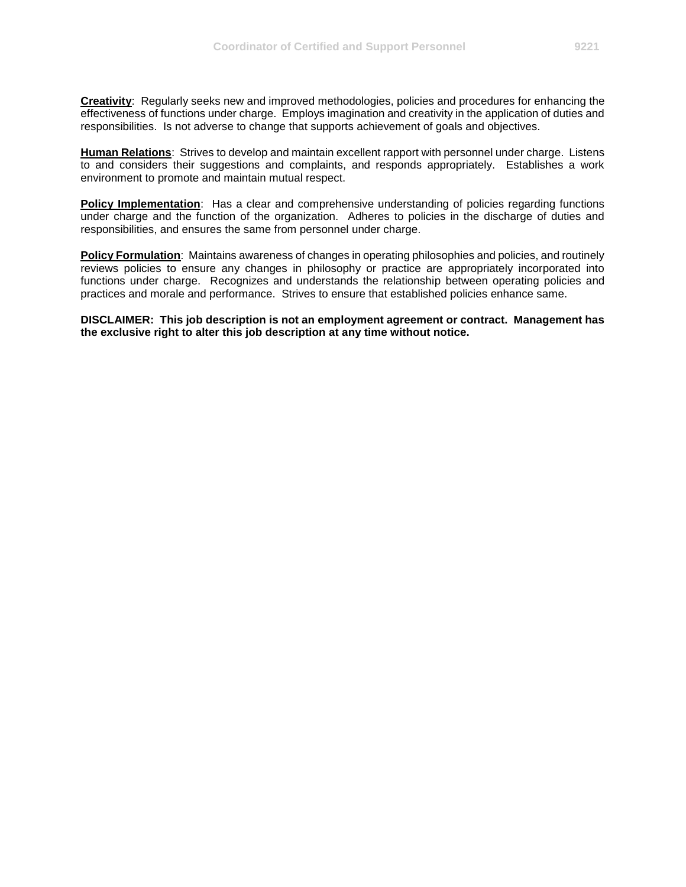**<u>Creativity</u>**: Regularly seeks new and improved methodologies, policies and procedures for enhancing the effectiveness of functions under charge. Employs imagination and creativity in the application of duties and responsibilities. Is not adverse to change that supports achievement of goals and objectives.

**<u>Human Relations</u>**: Strives to develop and maintain excellent rapport with personnel under charge. Listens to and considers their suggestions and complaints, and responds appropriately. Establishes a work environment to promote and maintain mutual respect.

**<u>Policy Implementation</u>**: Has a clear and comprehensive understanding of policies regarding functions under charge and the function of the organization. Adheres to policies in the discharge of duties and responsibilities, and ensures the same from personnel under charge.

**<u>Policy Formulation</u>**: Maintains awareness of changes in operating philosophies and policies, and routinely reviews policies to ensure any changes in philosophy or practice are appropriately incorporated into functions under charge. Recognizes and understands the relationship between operating policies and practices and morale and performance. Strives to ensure that established policies enhance same.

**DISCLAIMER: This job description is not an employment agreement or contract. Management has the exclusive right to alter this job description at any time without notice.**